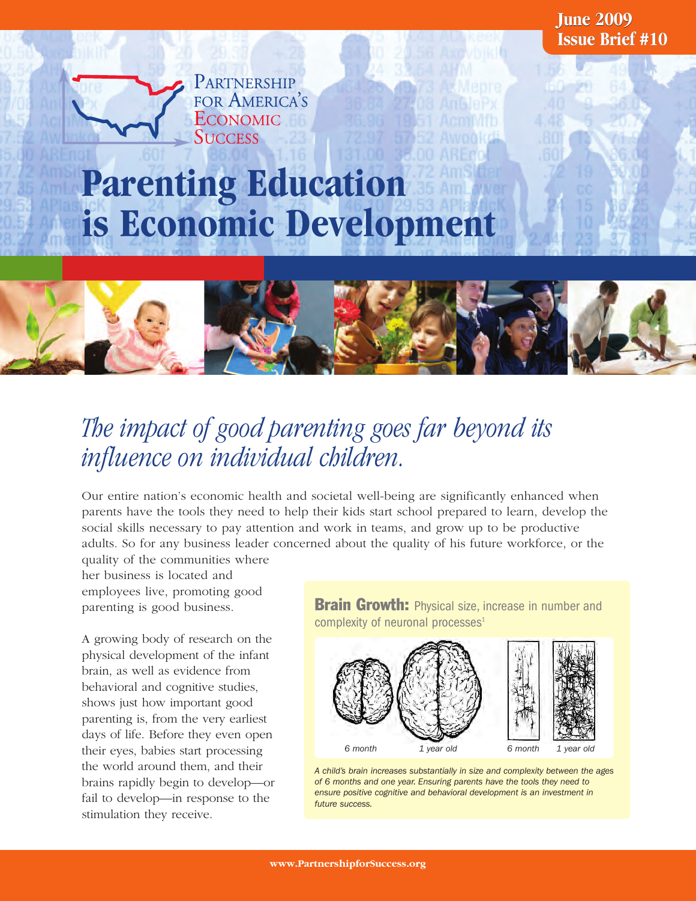June 2009
Issue Brief #10

Partnership for America's Economic Success

# Parenting Education is Economic Development

## *The impact of good parenting goes far beyond its influence on individual children.*

Our entire nation's economic health and societal well-being are significantly enhanced when parents have the tools they need to help their kids start school prepared to learn, develop the social skills necessary to pay attention and work in teams, and grow up to be productive adults. So for any business leader concerned about the quality of his future workforce, or the quality of the communities where her business is located and employees live, promoting good parenting is good business.

A growing body of research on the physical development of the infant brain, as well as evidence from behavioral and cognitive studies, shows just how important good parenting is, from the very earliest days of life. Before they even open their eyes, babies start processing the world around them, and their brains rapidly begin to develop—or fail to develop—in response to the stimulation they receive.

**Brain Growth:** Physical size, increase in number and complexity of neuronal processes[1]

6 month | 1 year old | 6 month | 1 year old

*A child's brain increases substantially in size and complexity between the ages of 6 months and one year. Ensuring parents have the tools they need to ensure positive cognitive and behavioral development is an investment in future success.*

www.PartnershipforSuccess.org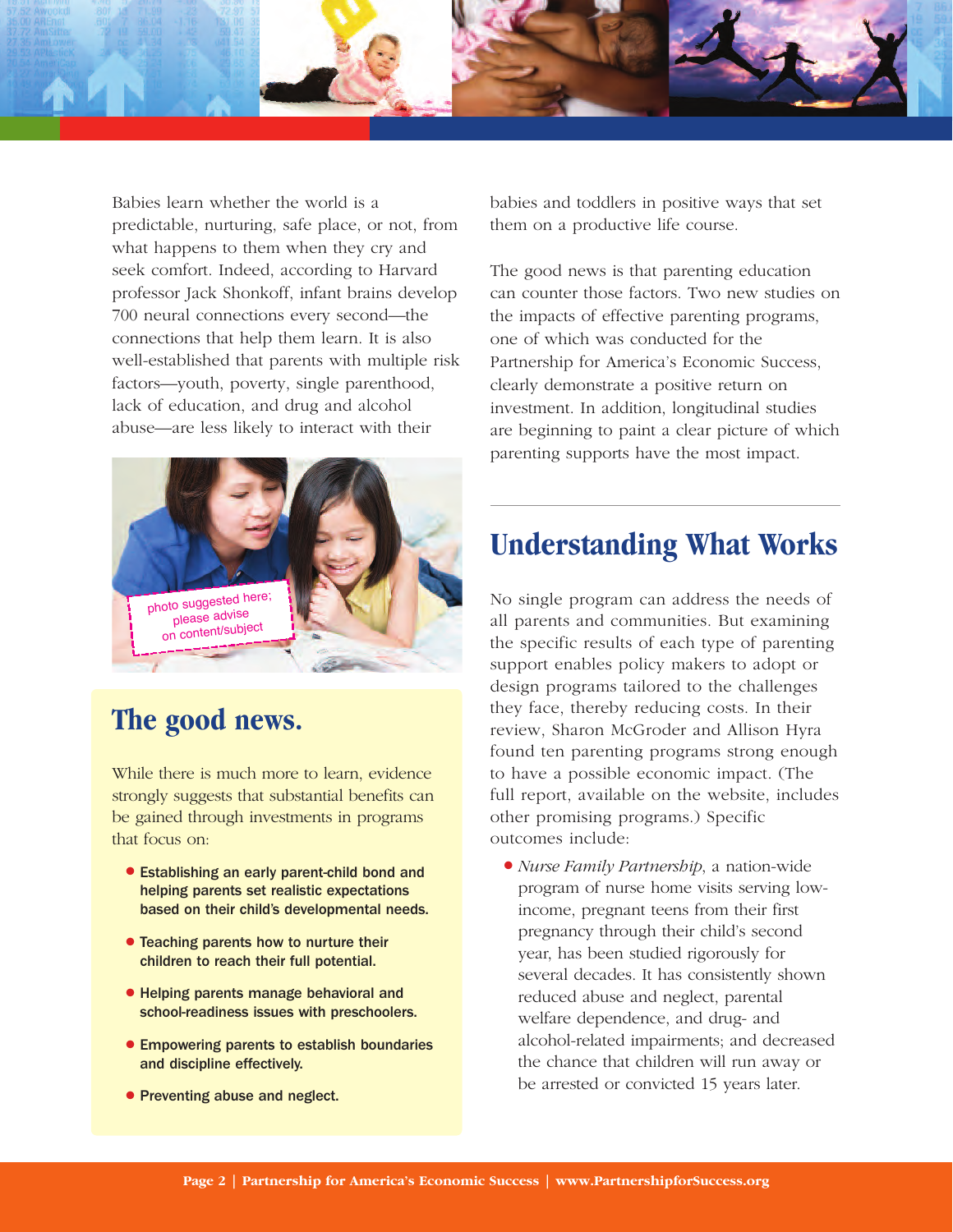Babies learn whether the world is a predictable, nurturing, safe place, or not, from what happens to them when they cry and seek comfort. Indeed, according to Harvard professor Jack Shonkoff, infant brains develop 700 neural connections every second—the connections that help them learn. It is also well-established that parents with multiple risk factors—youth, poverty, single parenthood, lack of education, and drug and alcohol abuse—are less likely to interact with their babies and toddlers in positive ways that set them on a productive life course.

photo suggested here; please advise on content/subject

## The good news.

While there is much more to learn, evidence strongly suggests that substantial benefits can be gained through investments in programs that focus on:

- **Establishing an early parent-child bond and helping parents set realistic expectations based on their child's developmental needs.**
- **Teaching parents how to nurture their children to reach their full potential.**
- **Helping parents manage behavioral and school-readiness issues with preschoolers.**
- **Empowering parents to establish boundaries and discipline effectively.**
- **Preventing abuse and neglect.**

The good news is that parenting education can counter those factors. Two new studies on the impacts of effective parenting programs, one of which was conducted for the Partnership for America's Economic Success, clearly demonstrate a positive return on investment. In addition, longitudinal studies are beginning to paint a clear picture of which parenting supports have the most impact.

## Understanding What Works

No single program can address the needs of all parents and communities. But examining the specific results of each type of parenting support enables policy makers to adopt or design programs tailored to the challenges they face, thereby reducing costs. In their review, Sharon McGroder and Allison Hyra found ten parenting programs strong enough to have a possible economic impact. (The full report, available on the website, includes other promising programs.) Specific outcomes include:

- *Nurse Family Partnership*, a nation-wide program of nurse home visits serving low-income, pregnant teens from their first pregnancy through their child's second year, has been studied rigorously for several decades. It has consistently shown reduced abuse and neglect, parental welfare dependence, and drug- and alcohol-related impairments; and decreased the chance that children will run away or be arrested or convicted 15 years later.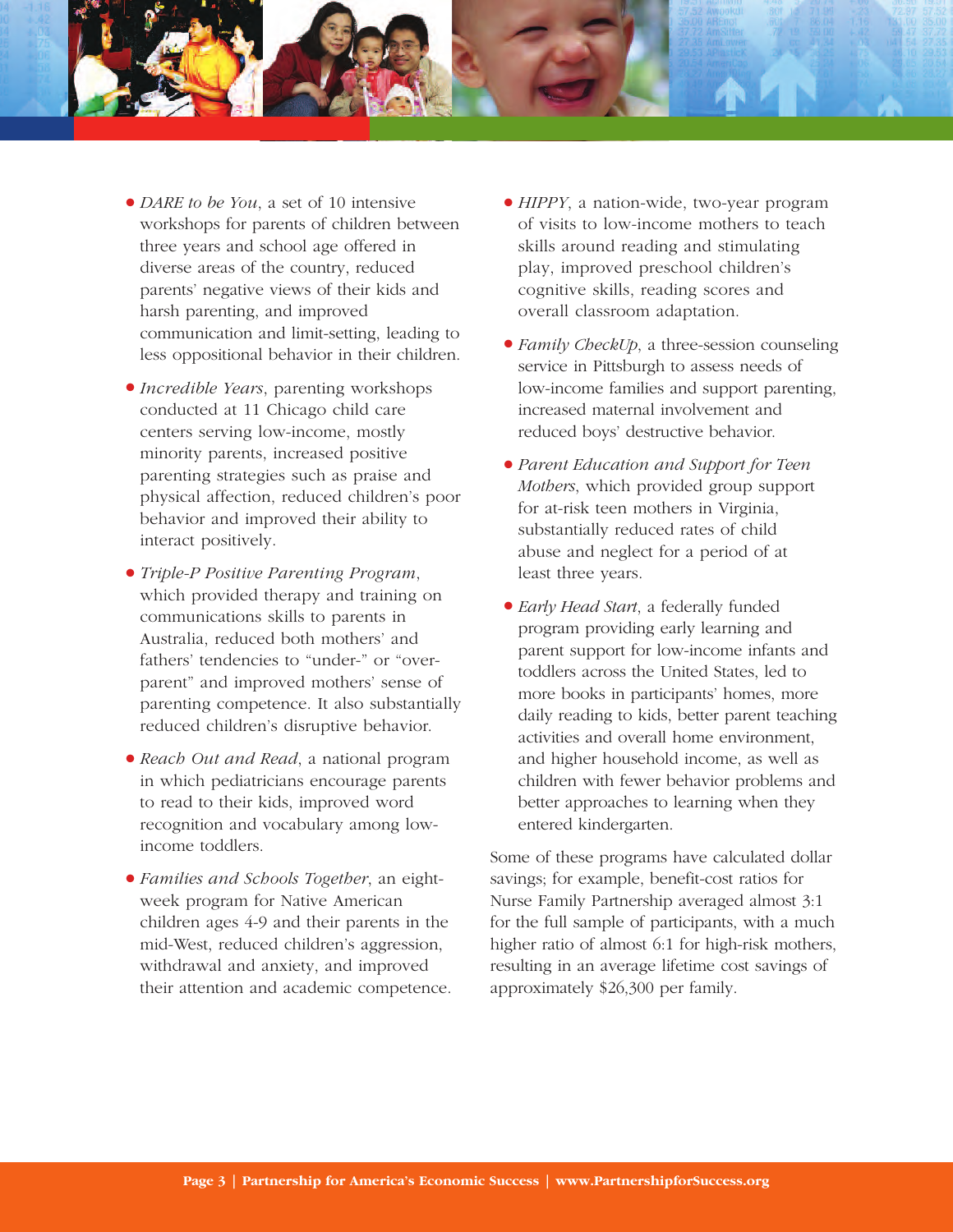- *DARE to be You*, a set of 10 intensive workshops for parents of children between three years and school age offered in diverse areas of the country, reduced parents' negative views of their kids and harsh parenting, and improved communication and limit-setting, leading to less oppositional behavior in their children.
- *Incredible Years*, parenting workshops conducted at 11 Chicago child care centers serving low-income, mostly minority parents, increased positive parenting strategies such as praise and physical affection, reduced children's poor behavior and improved their ability to interact positively.
- *Triple-P Positive Parenting Program*, which provided therapy and training on communications skills to parents in Australia, reduced both mothers' and fathers' tendencies to "under-" or "over-parent" and improved mothers' sense of parenting competence. It also substantially reduced children's disruptive behavior.
- *Reach Out and Read*, a national program in which pediatricians encourage parents to read to their kids, improved word recognition and vocabulary among low-income toddlers.
- *Families and Schools Together*, an eight-week program for Native American children ages 4-9 and their parents in the mid-West, reduced children's aggression, withdrawal and anxiety, and improved their attention and academic competence.
- *HIPPY*, a nation-wide, two-year program of visits to low-income mothers to teach skills around reading and stimulating play, improved preschool children's cognitive skills, reading scores and overall classroom adaptation.
- *Family CheckUp*, a three-session counseling service in Pittsburgh to assess needs of low-income families and support parenting, increased maternal involvement and reduced boys' destructive behavior.
- *Parent Education and Support for Teen Mothers*, which provided group support for at-risk teen mothers in Virginia, substantially reduced rates of child abuse and neglect for a period of at least three years.
- *Early Head Start*, a federally funded program providing early learning and parent support for low-income infants and toddlers across the United States, led to more books in participants' homes, more daily reading to kids, better parent teaching activities and overall home environment, and higher household income, as well as children with fewer behavior problems and better approaches to learning when they entered kindergarten.

Some of these programs have calculated dollar savings; for example, benefit-cost ratios for Nurse Family Partnership averaged almost 3:1 for the full sample of participants, with a much higher ratio of almost 6:1 for high-risk mothers, resulting in an average lifetime cost savings of approximately $26,300 per family.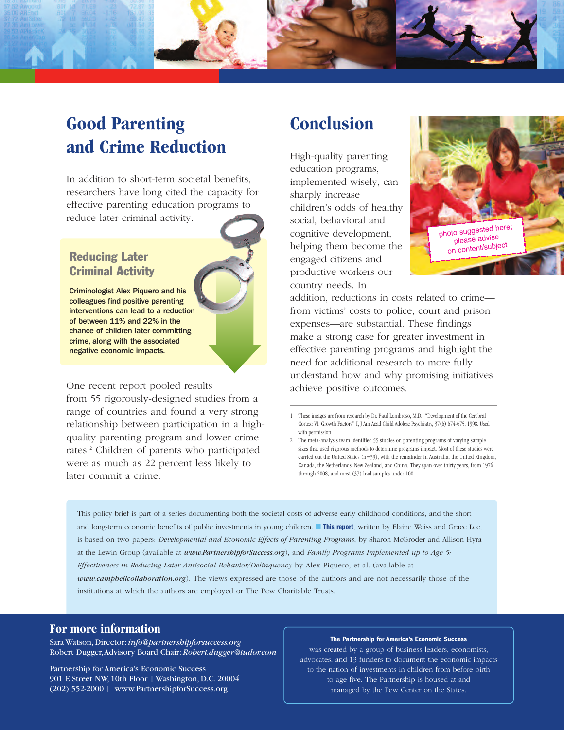## Good Parenting and Crime Reduction

In addition to short-term societal benefits, researchers have long cited the capacity for effective parenting education programs to reduce later criminal activity.

### Reducing Later Criminal Activity

**Criminologist Alex Piquero and his colleagues find positive parenting interventions can lead to a reduction of between 11% and 22% in the chance of children later committing crime, along with the associated negative economic impacts.**

One recent report pooled results from 55 rigorously-designed studies from a range of countries and found a very strong relationship between participation in a high-quality parenting program and lower crime rates.[2] Children of parents who participated were as much as 22 percent less likely to later commit a crime.

## Conclusion

High-quality parenting education programs, implemented wisely, can sharply increase children's odds of healthy social, behavioral and cognitive development, helping them become the engaged citizens and productive workers our country needs. In addition, reductions in costs related to crime—from victims' costs to police, court and prison expenses—are substantial. These findings make a strong case for greater investment in effective parenting programs and highlight the need for additional research to more fully understand how and why promising initiatives achieve positive outcomes.

photo suggested here; please advise on content/subject

---

1 These images are from research by Dr. Paul Lombroso, M.D., "Development of the Cerebral Cortex: VI. Growth Factors" I, J Am Acad Child Adolesc Psychiatry, 37(6):674-675, 1998. Used with permission.

2 The meta-analysis team identified 55 studies on parenting programs of varying sample sizes that used rigorous methods to determine programs impact. Most of these studies were carried out the United States (n=39), with the remainder in Australia, the United Kingdom, Canada, the Netherlands, New Zealand, and China. They span over thirty years, from 1976 through 2008, and most (37) had samples under 100.

This policy brief is part of a series documenting both the societal costs of adverse early childhood conditions, and the short- and long-term economic benefits of public investments in young children. **This report**, written by Elaine Weiss and Grace Lee, is based on two papers: *Developmental and Economic Effects of Parenting Programs*, by Sharon McGroder and Allison Hyra at the Lewin Group (available at *www.PartnershipforSuccess.org*), and *Family Programs Implemented up to Age 5: Effectiveness in Reducing Later Antisocial Behavior/Delinquency* by Alex Piquero, et al. (available at *www.campbellcollaboration.org*). The views expressed are those of the authors and are not necessarily those of the institutions at which the authors are employed or The Pew Charitable Trusts.

## For more information

Sara Watson, Director: *info@partnershipforsuccess.org*
Robert Dugger, Advisory Board Chair: *Robert.dugger@tudor.com*

Partnership for America's Economic Success
901 E Street NW, 10th Floor | Washington, D.C. 20004
(202) 552-2000 | www.PartnershipforSuccess.org

**The Partnership for America's Economic Success** was created by a group of business leaders, economists, advocates, and 13 funders to document the economic impacts to the nation of investments in children from before birth to age five. The Partnership is housed at and managed by the Pew Center on the States.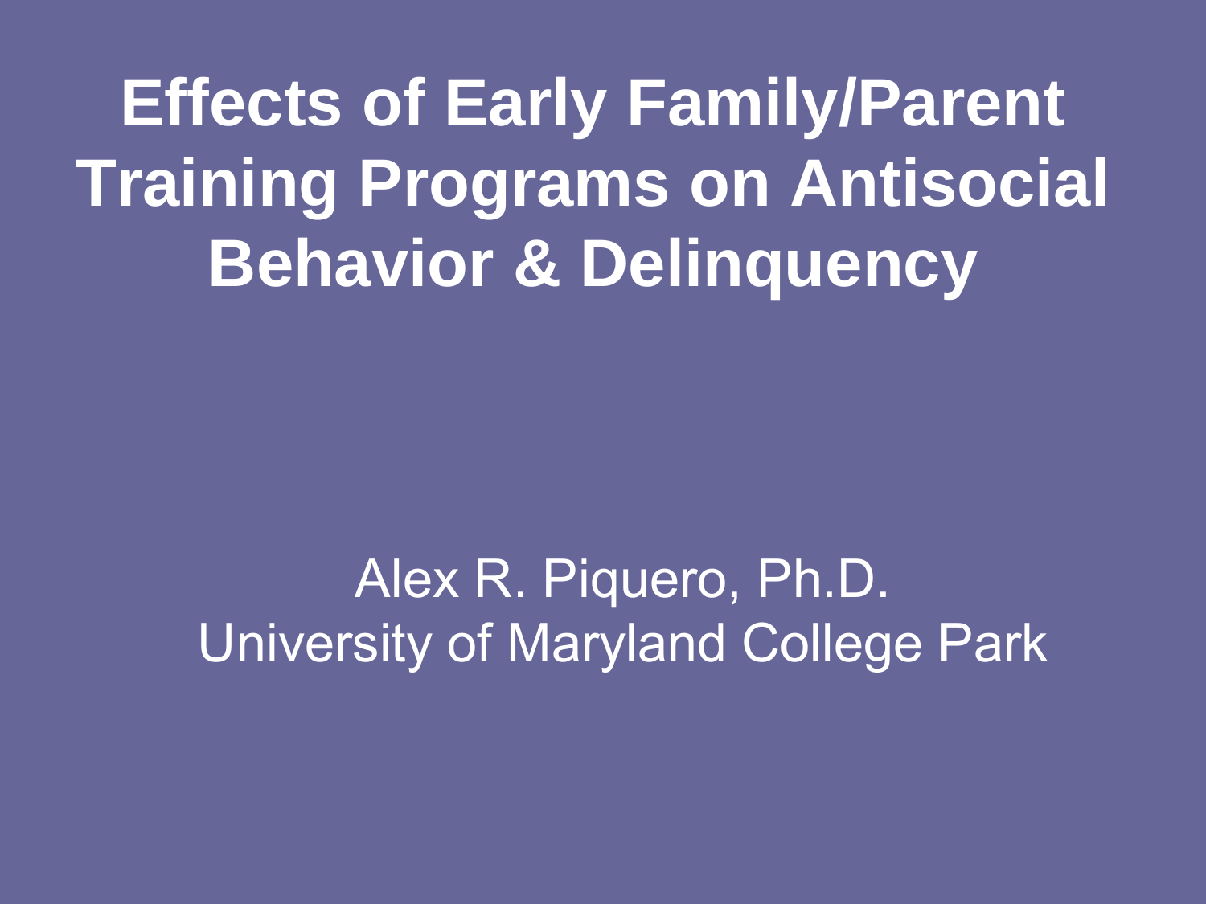# Effects of Early Family/Parent Training Programs on Antisocial Behavior & Delinquency

Alex R. Piquero, Ph.D.
University of Maryland College Park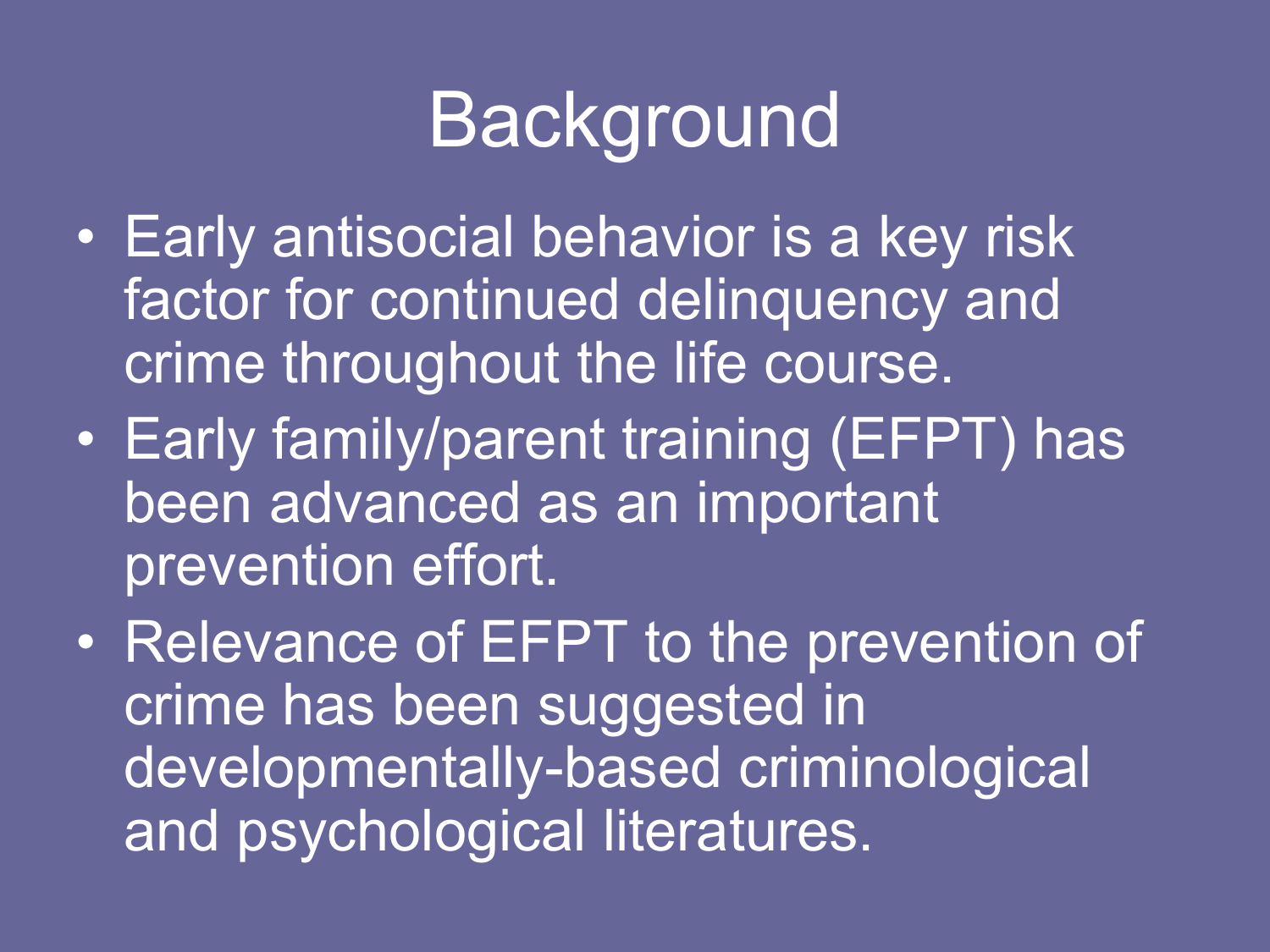# Background

- Early antisocial behavior is a key risk factor for continued delinquency and crime throughout the life course.
- Early family/parent training (EFPT) has been advanced as an important prevention effort.
- Relevance of EFPT to the prevention of crime has been suggested in developmentally-based criminological and psychological literatures.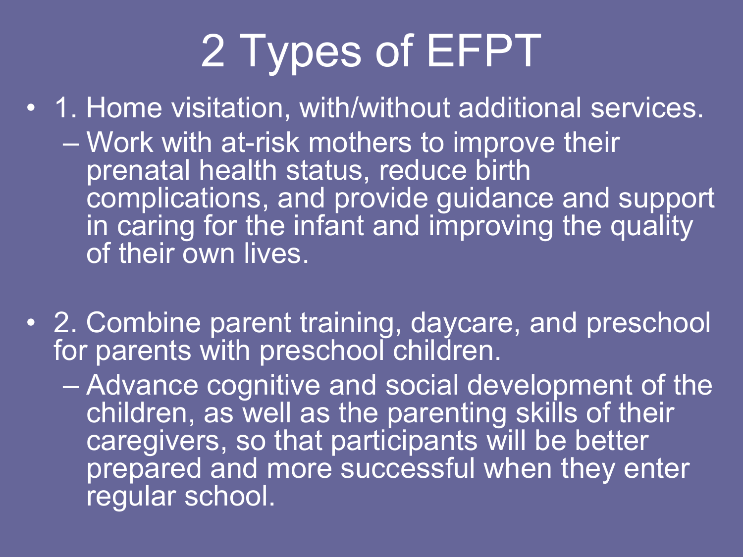# 2 Types of EFPT

- 1. Home visitation, with/without additional services.
  - Work with at-risk mothers to improve their prenatal health status, reduce birth complications, and provide guidance and support in caring for the infant and improving the quality of their own lives.

- 2. Combine parent training, daycare, and preschool for parents with preschool children.
  - Advance cognitive and social development of the children, as well as the parenting skills of their caregivers, so that participants will be better prepared and more successful when they enter regular school.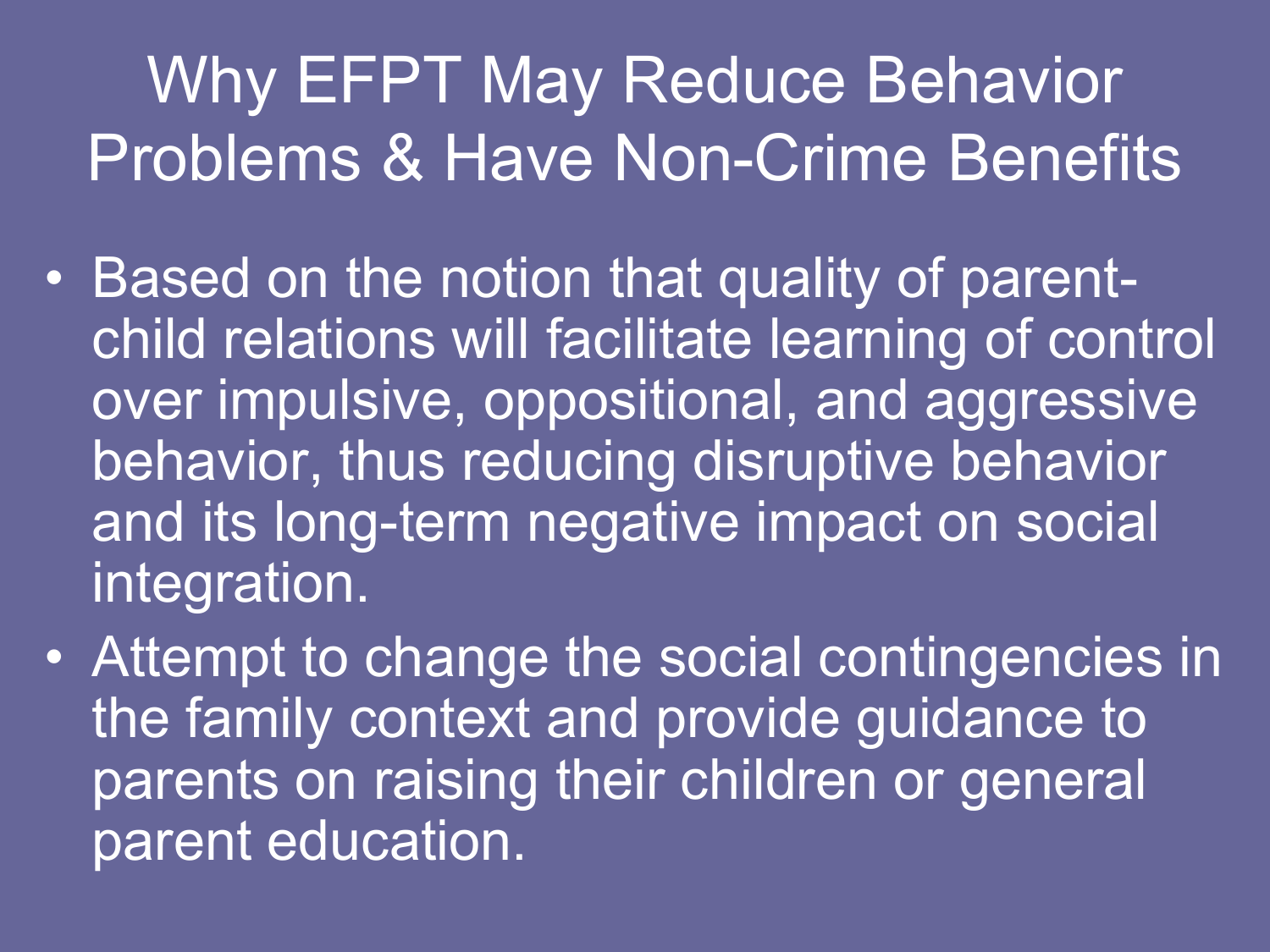# Why EFPT May Reduce Behavior Problems & Have Non-Crime Benefits

- Based on the notion that quality of parent-child relations will facilitate learning of control over impulsive, oppositional, and aggressive behavior, thus reducing disruptive behavior and its long-term negative impact on social integration.
- Attempt to change the social contingencies in the family context and provide guidance to parents on raising their children or general parent education.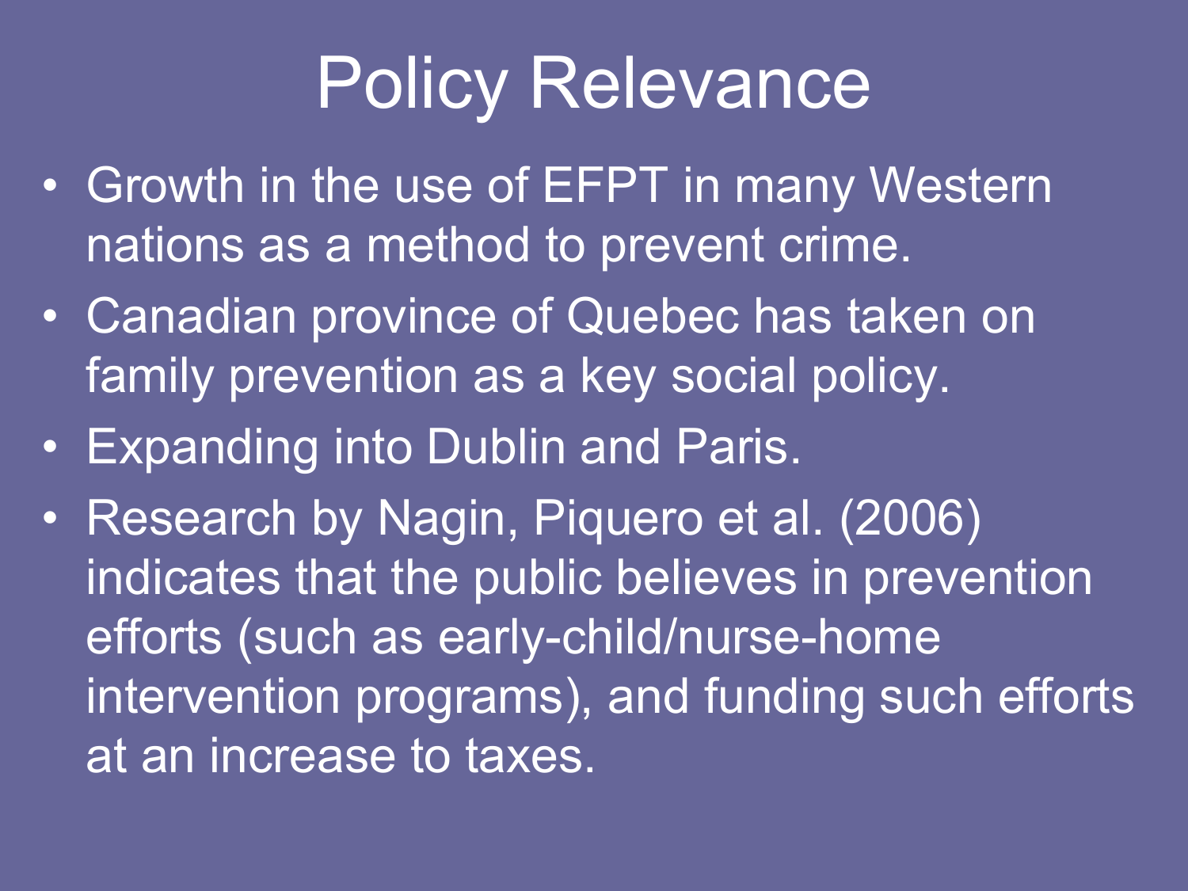# Policy Relevance

- Growth in the use of EFPT in many Western nations as a method to prevent crime.
- Canadian province of Quebec has taken on family prevention as a key social policy.
- Expanding into Dublin and Paris.
- Research by Nagin, Piquero et al. (2006) indicates that the public believes in prevention efforts (such as early-child/nurse-home intervention programs), and funding such efforts at an increase to taxes.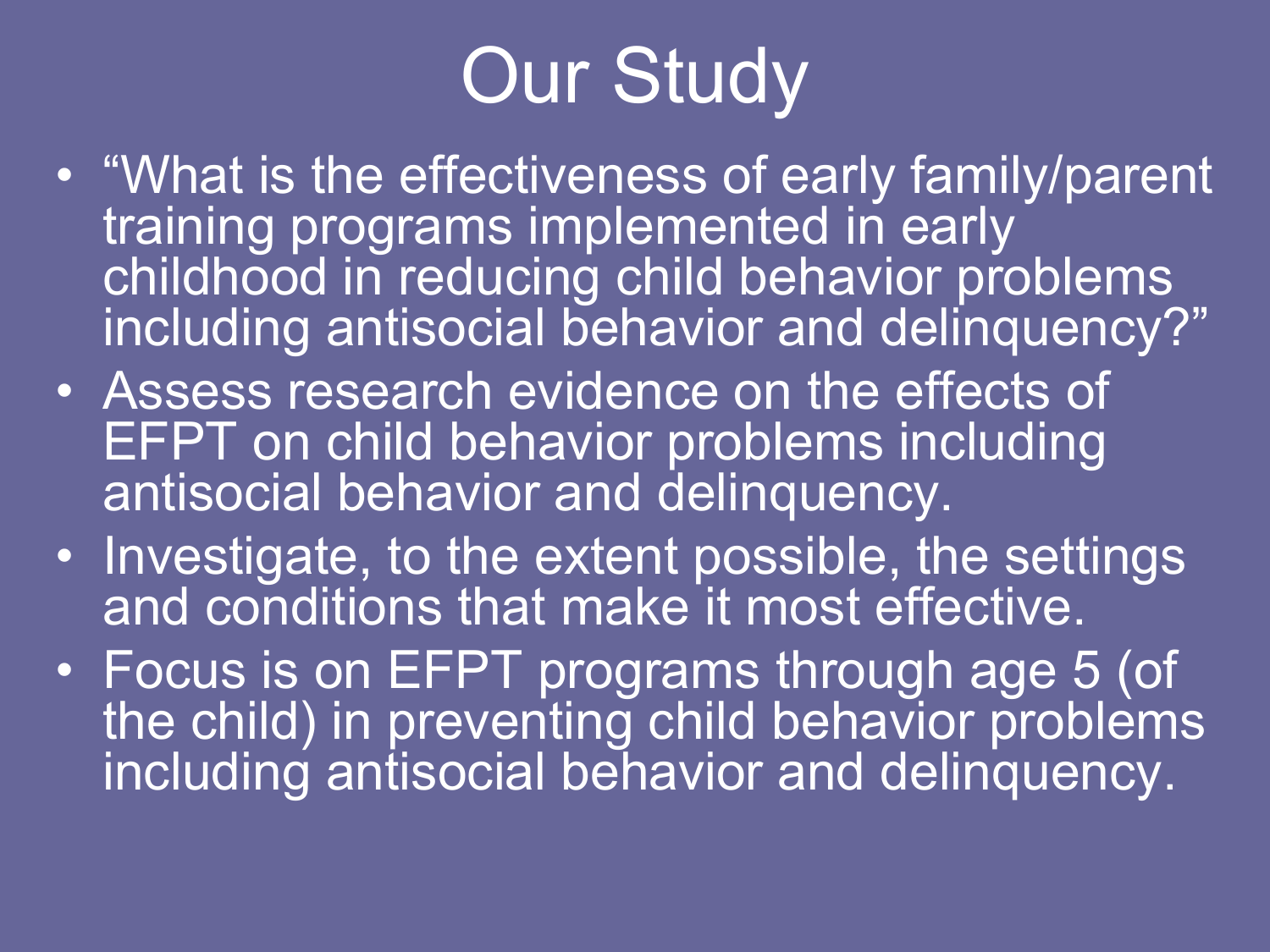# Our Study

- "What is the effectiveness of early family/parent training programs implemented in early childhood in reducing child behavior problems including antisocial behavior and delinquency?"
- Assess research evidence on the effects of EFPT on child behavior problems including antisocial behavior and delinquency.
- Investigate, to the extent possible, the settings and conditions that make it most effective.
- Focus is on EFPT programs through age 5 (of the child) in preventing child behavior problems including antisocial behavior and delinquency.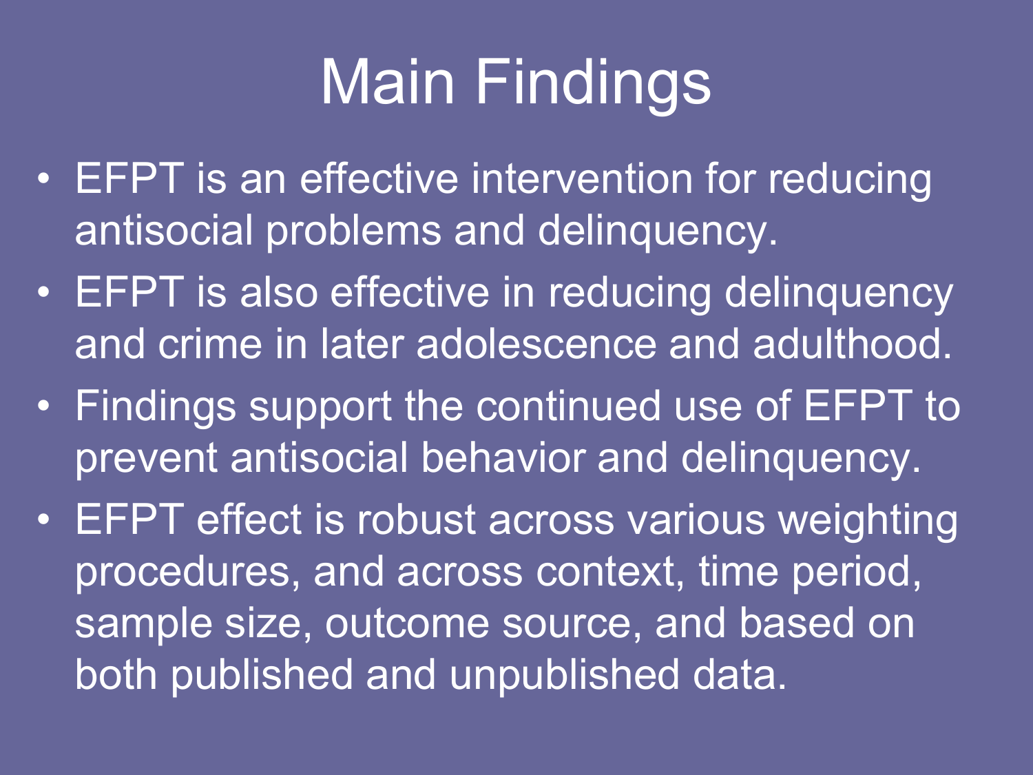# Main Findings

- EFPT is an effective intervention for reducing antisocial problems and delinquency.
- EFPT is also effective in reducing delinquency and crime in later adolescence and adulthood.
- Findings support the continued use of EFPT to prevent antisocial behavior and delinquency.
- EFPT effect is robust across various weighting procedures, and across context, time period, sample size, outcome source, and based on both published and unpublished data.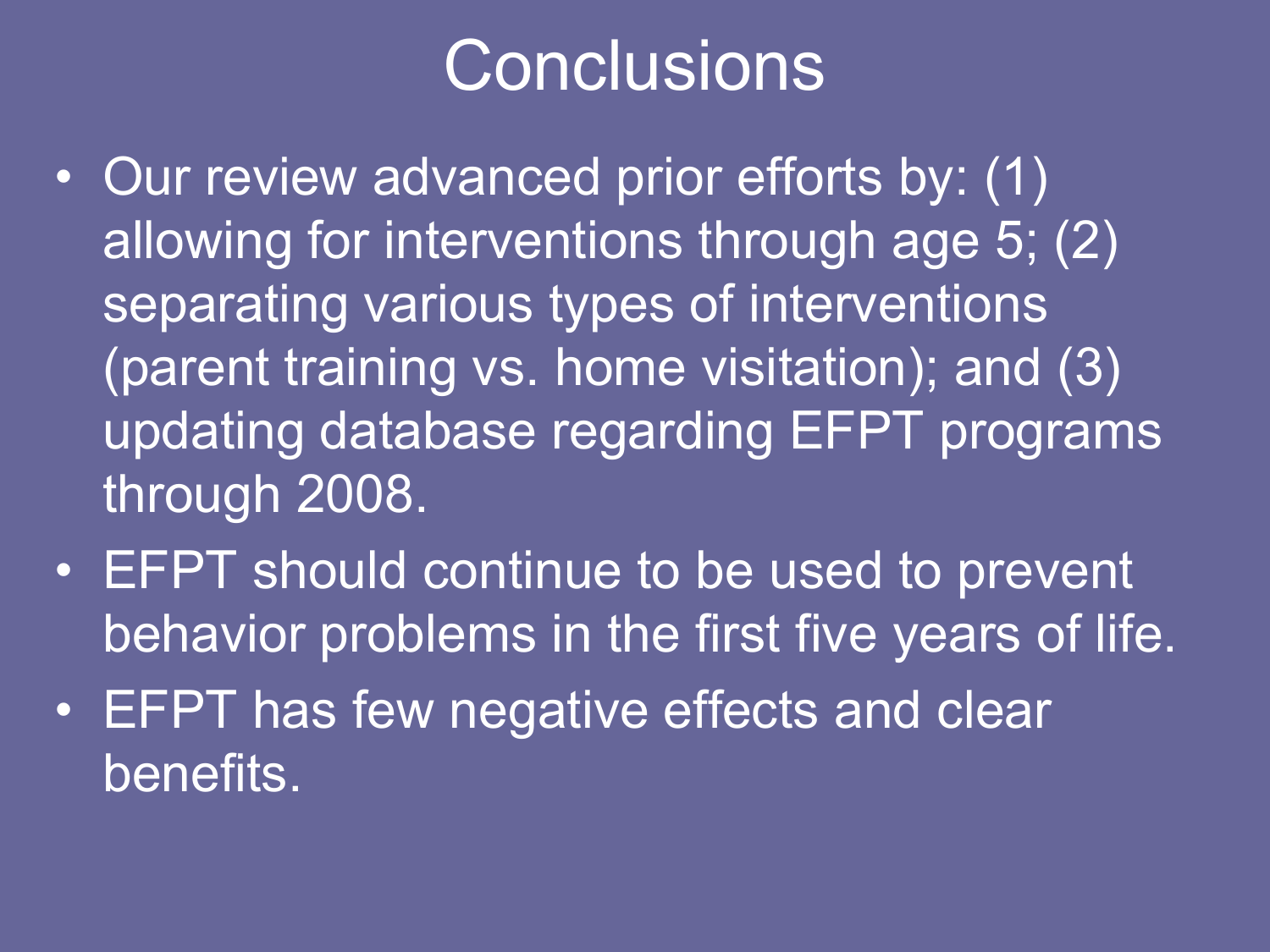# Conclusions

- Our review advanced prior efforts by: (1) allowing for interventions through age 5; (2) separating various types of interventions (parent training vs. home visitation); and (3) updating database regarding EFPT programs through 2008.
- EFPT should continue to be used to prevent behavior problems in the first five years of life.
- EFPT has few negative effects and clear benefits.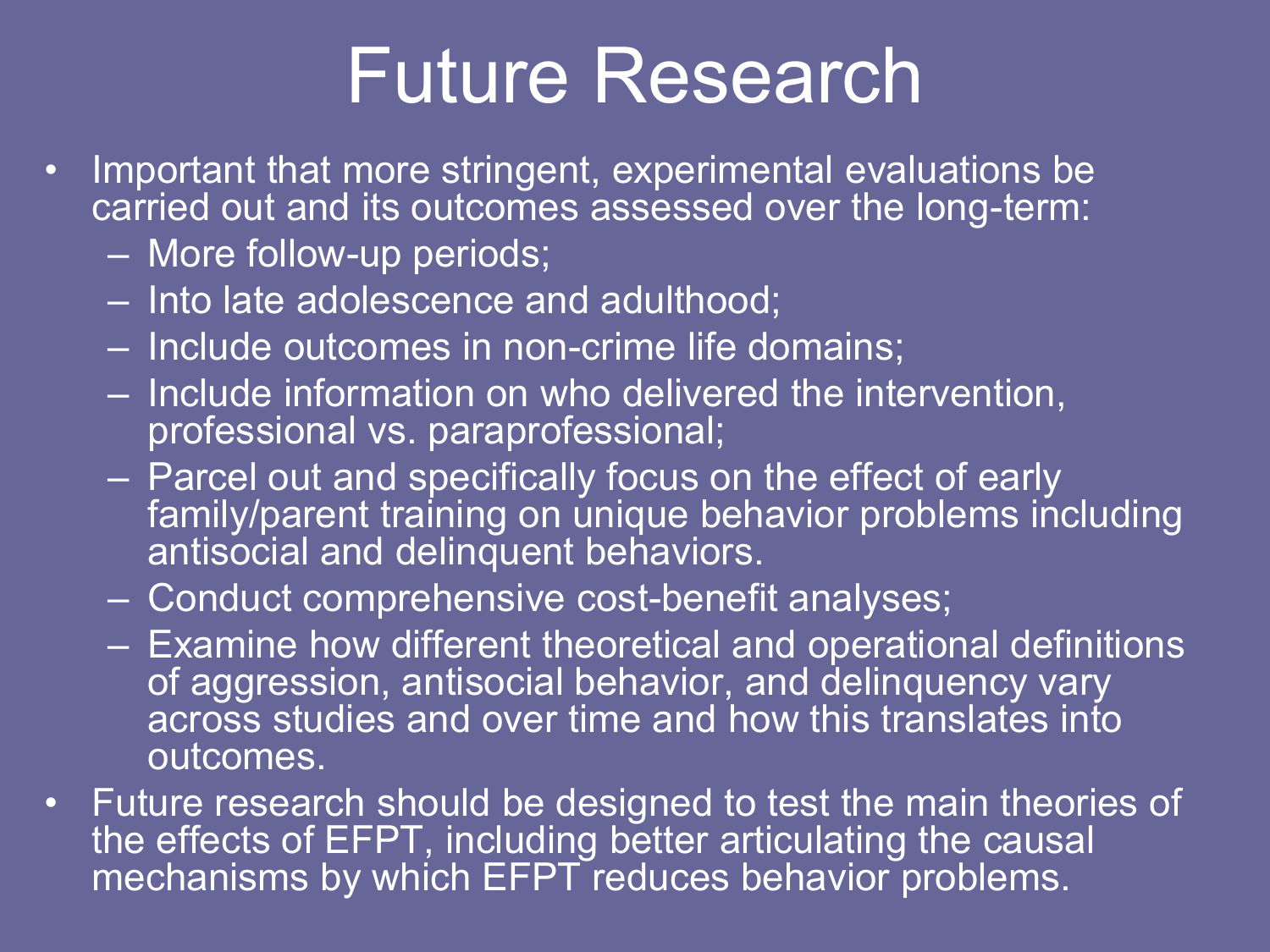# Future Research

- Important that more stringent, experimental evaluations be carried out and its outcomes assessed over the long-term:
  - More follow-up periods;
  - Into late adolescence and adulthood;
  - Include outcomes in non-crime life domains;
  - Include information on who delivered the intervention, professional vs. paraprofessional;
  - Parcel out and specifically focus on the effect of early family/parent training on unique behavior problems including antisocial and delinquent behaviors.
  - Conduct comprehensive cost-benefit analyses;
  - Examine how different theoretical and operational definitions of aggression, antisocial behavior, and delinquency vary across studies and over time and how this translates into outcomes.
- Future research should be designed to test the main theories of the effects of EFPT, including better articulating the causal mechanisms by which EFPT reduces behavior problems.